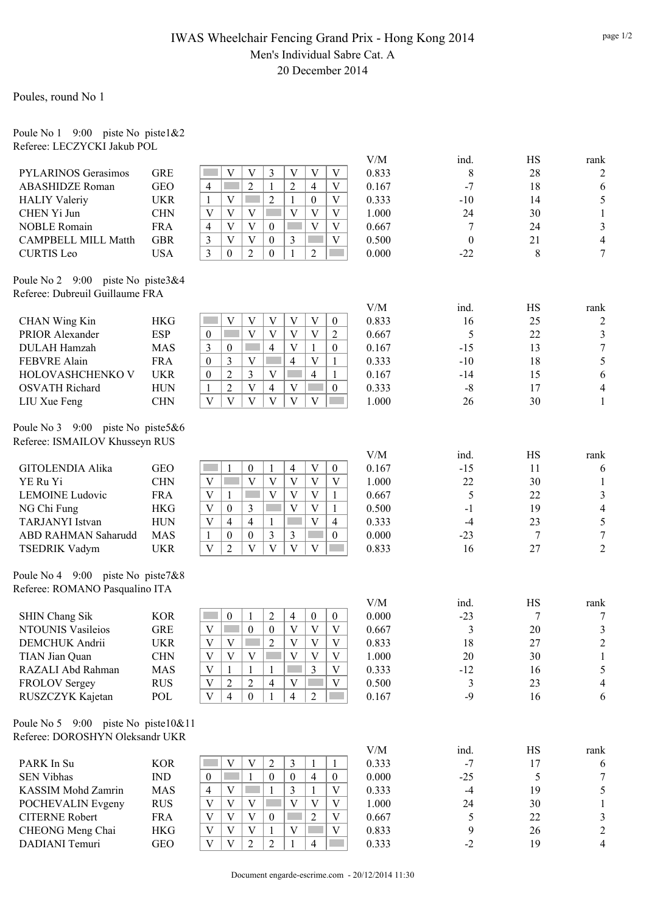# IWAS Wheelchair Fencing Grand Prix - Hong Kong 2014

Men's Individual Sabre Cat. A

20 December 2014

Poules, round No 1

Poule No 1 9:00 piste No piste1&2
Referee: LECZYCKI Jakub POL

| Name | Nation | 1 | 2 | 3 | 4 | 5 | 6 | 7 | V/M | ind. | HS | rank |
|---|---|---|---|---|---|---|---|---|---|---|---|---|
| PYLARINOS Gerasimos | GRE | | V | V | 3 | V | V | V | 0.833 | 8 | 28 | 2 |
| ABASHIDZE Roman | GEO | 4 | | 2 | 1 | 2 | 4 | V | 0.167 | -7 | 18 | 6 |
| HALIY Valeriy | UKR | 1 | V | | 2 | 1 | 0 | V | 0.333 | -10 | 14 | 5 |
| CHEN Yi Jun | CHN | V | V | V | | V | V | V | 1.000 | 24 | 30 | 1 |
| NOBLE Romain | FRA | 4 | V | V | 0 | | V | V | 0.667 | 7 | 24 | 3 |
| CAMPBELL MILL Matth | GBR | 3 | V | V | 0 | 3 | | V | 0.500 | 0 | 21 | 4 |
| CURTIS Leo | USA | 3 | 0 | 2 | 0 | 1 | 2 | | 0.000 | -22 | 8 | 7 |

Poule No 2 9:00 piste No piste3&4
Referee: Dubreuil Guillaume FRA

| Name | Nation | 1 | 2 | 3 | 4 | 5 | 6 | 7 | V/M | ind. | HS | rank |
|---|---|---|---|---|---|---|---|---|---|---|---|---|
| CHAN Wing Kin | HKG | | V | V | V | V | V | 0 | 0.833 | 16 | 25 | 2 |
| PRIOR Alexander | ESP | 0 | | V | V | V | V | 2 | 0.667 | 5 | 22 | 3 |
| DULAH Hamzah | MAS | 3 | 0 | | 4 | V | 1 | 0 | 0.167 | -15 | 13 | 7 |
| FEBVRE Alain | FRA | 0 | 3 | V | | 4 | V | 1 | 0.333 | -10 | 18 | 5 |
| HOLOVASHCHENKO V | UKR | 0 | 2 | 3 | V | | 4 | 1 | 0.167 | -14 | 15 | 6 |
| OSVATH Richard | HUN | 1 | 2 | V | 4 | V | | 0 | 0.333 | -8 | 17 | 4 |
| LIU Xue Feng | CHN | V | V | V | V | V | V | | 1.000 | 26 | 30 | 1 |

Poule No 3 9:00 piste No piste5&6
Referee: ISMAILOV Khusseyn RUS

| Name | Nation | 1 | 2 | 3 | 4 | 5 | 6 | 7 | V/M | ind. | HS | rank |
|---|---|---|---|---|---|---|---|---|---|---|---|---|
| GITOLENDIA Alika | GEO | | 1 | 0 | 1 | 4 | V | 0 | 0.167 | -15 | 11 | 6 |
| YE Ru Yi | CHN | V | | V | V | V | V | V | 1.000 | 22 | 30 | 1 |
| LEMOINE Ludovic | FRA | V | 1 | | V | V | V | 1 | 0.667 | 5 | 22 | 3 |
| NG Chi Fung | HKG | V | 0 | 3 | | V | V | 1 | 0.500 | -1 | 19 | 4 |
| TARJANYI Istvan | HUN | V | 4 | 4 | 1 | | V | 4 | 0.333 | -4 | 23 | 5 |
| ABD RAHMAN Saharudd | MAS | 1 | 0 | 0 | 3 | 3 | | 0 | 0.000 | -23 | 7 | 7 |
| TSEDRIK Vadym | UKR | V | 2 | V | V | V | V | | 0.833 | 16 | 27 | 2 |

Poule No 4 9:00 piste No piste7&8
Referee: ROMANO Pasqualino ITA

| Name | Nation | 1 | 2 | 3 | 4 | 5 | 6 | 7 | V/M | ind. | HS | rank |
|---|---|---|---|---|---|---|---|---|---|---|---|---|
| SHIN Chang Sik | KOR | | 0 | 1 | 2 | 4 | 0 | 0 | 0.000 | -23 | 7 | 7 |
| NTOUNIS Vasileios | GRE | V | | 0 | 0 | V | V | V | 0.667 | 3 | 20 | 3 |
| DEMCHUK Andrii | UKR | V | V | | 2 | V | V | V | 0.833 | 18 | 27 | 2 |
| TIAN Jian Quan | CHN | V | V | V | | V | V | V | 1.000 | 20 | 30 | 1 |
| RAZALI Abd Rahman | MAS | V | 1 | 1 | 1 | | 3 | V | 0.333 | -12 | 16 | 5 |
| FROLOV Sergey | RUS | V | 2 | 2 | 4 | V | | V | 0.500 | 3 | 23 | 4 |
| RUSZCZYK Kajetan | POL | V | 4 | 0 | 1 | 4 | 2 | | 0.167 | -9 | 16 | 6 |

Poule No 5 9:00 piste No piste10&11
Referee: DOROSHYN Oleksandr UKR

| Name | Nation | 1 | 2 | 3 | 4 | 5 | 6 | 7 | V/M | ind. | HS | rank |
|---|---|---|---|---|---|---|---|---|---|---|---|---|
| PARK In Su | KOR | | V | V | 2 | 3 | 1 | 1 | 0.333 | -7 | 17 | 6 |
| SEN Vibhas | IND | 0 | | 1 | 0 | 0 | 4 | 0 | 0.000 | -25 | 5 | 7 |
| KASSIM Mohd Zamrin | MAS | 4 | V | | 1 | 3 | 1 | V | 0.333 | -4 | 19 | 5 |
| POCHEVALIN Evgeny | RUS | V | V | V | | V | V | V | 1.000 | 24 | 30 | 1 |
| CITERNE Robert | FRA | V | V | V | 0 | | 2 | V | 0.667 | 5 | 22 | 3 |
| CHEONG Meng Chai | HKG | V | V | V | 1 | V | | V | 0.833 | 9 | 26 | 2 |
| DADIANI Temuri | GEO | V | V | 2 | 2 | 1 | 4 | | 0.333 | -2 | 19 | 4 |

Document engarde-escrime.com - 20/12/2014 11:30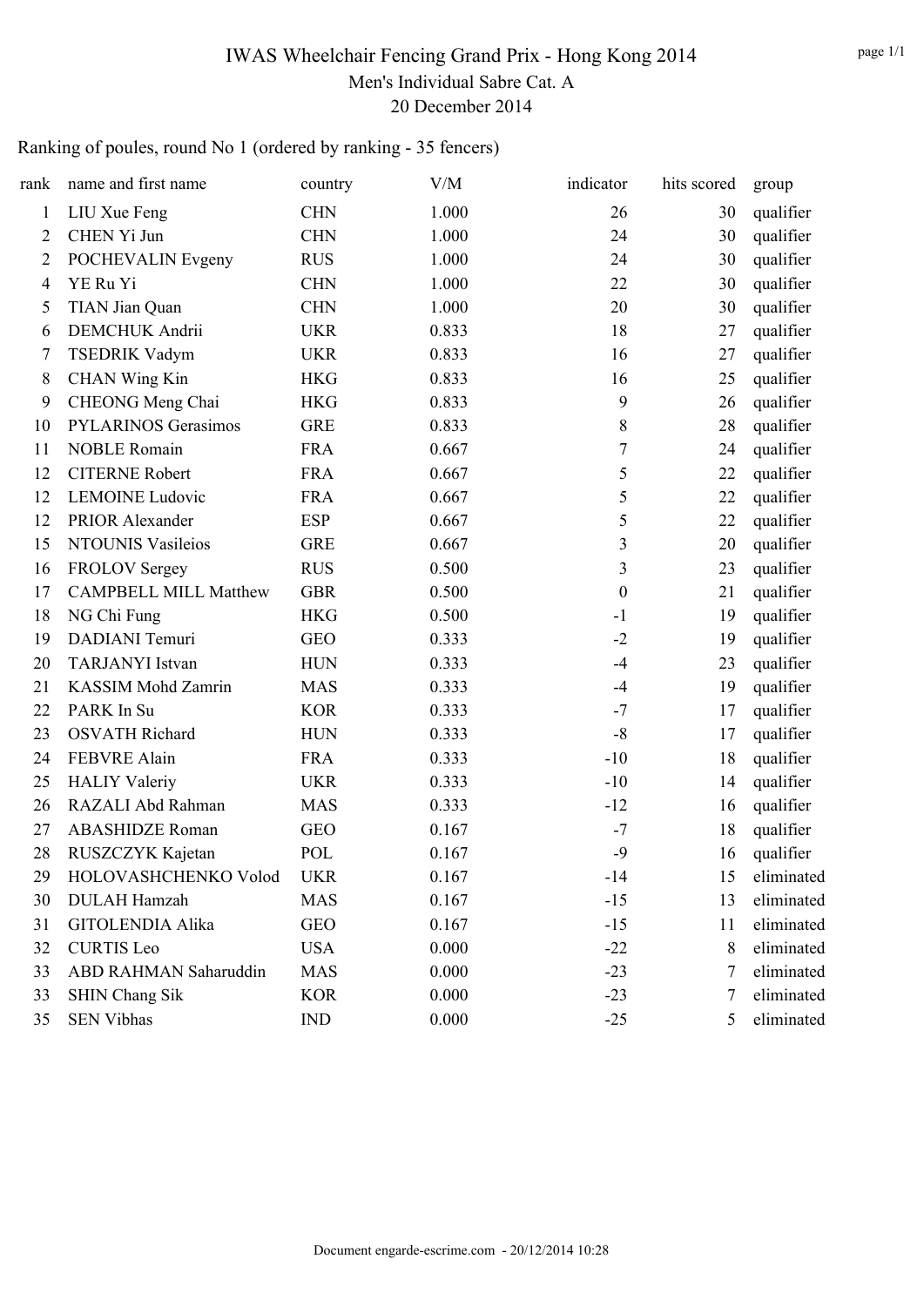# IWAS Wheelchair Fencing Grand Prix - Hong Kong 2014

Men's Individual Sabre Cat. A

20 December 2014

Ranking of poules, round No 1 (ordered by ranking - 35 fencers)

| rank | name and first name | country | V/M | indicator | hits scored | group |
|---|---|---|---|---|---|---|
| 1 | LIU Xue Feng | CHN | 1.000 | 26 | 30 | qualifier |
| 2 | CHEN Yi Jun | CHN | 1.000 | 24 | 30 | qualifier |
| 2 | POCHEVALIN Evgeny | RUS | 1.000 | 24 | 30 | qualifier |
| 4 | YE Ru Yi | CHN | 1.000 | 22 | 30 | qualifier |
| 5 | TIAN Jian Quan | CHN | 1.000 | 20 | 30 | qualifier |
| 6 | DEMCHUK Andrii | UKR | 0.833 | 18 | 27 | qualifier |
| 7 | TSEDRIK Vadym | UKR | 0.833 | 16 | 27 | qualifier |
| 8 | CHAN Wing Kin | HKG | 0.833 | 16 | 25 | qualifier |
| 9 | CHEONG Meng Chai | HKG | 0.833 | 9 | 26 | qualifier |
| 10 | PYLARINOS Gerasimos | GRE | 0.833 | 8 | 28 | qualifier |
| 11 | NOBLE Romain | FRA | 0.667 | 7 | 24 | qualifier |
| 12 | CITERNE Robert | FRA | 0.667 | 5 | 22 | qualifier |
| 12 | LEMOINE Ludovic | FRA | 0.667 | 5 | 22 | qualifier |
| 12 | PRIOR Alexander | ESP | 0.667 | 5 | 22 | qualifier |
| 15 | NTOUNIS Vasileios | GRE | 0.667 | 3 | 20 | qualifier |
| 16 | FROLOV Sergey | RUS | 0.500 | 3 | 23 | qualifier |
| 17 | CAMPBELL MILL Matthew | GBR | 0.500 | 0 | 21 | qualifier |
| 18 | NG Chi Fung | HKG | 0.500 | -1 | 19 | qualifier |
| 19 | DADIANI Temuri | GEO | 0.333 | -2 | 19 | qualifier |
| 20 | TARJANYI Istvan | HUN | 0.333 | -4 | 23 | qualifier |
| 21 | KASSIM Mohd Zamrin | MAS | 0.333 | -4 | 19 | qualifier |
| 22 | PARK In Su | KOR | 0.333 | -7 | 17 | qualifier |
| 23 | OSVATH Richard | HUN | 0.333 | -8 | 17 | qualifier |
| 24 | FEBVRE Alain | FRA | 0.333 | -10 | 18 | qualifier |
| 25 | HALIY Valeriy | UKR | 0.333 | -10 | 14 | qualifier |
| 26 | RAZALI Abd Rahman | MAS | 0.333 | -12 | 16 | qualifier |
| 27 | ABASHIDZE Roman | GEO | 0.167 | -7 | 18 | qualifier |
| 28 | RUSZCZYK Kajetan | POL | 0.167 | -9 | 16 | qualifier |
| 29 | HOLOVASHCHENKO Volod | UKR | 0.167 | -14 | 15 | eliminated |
| 30 | DULAH Hamzah | MAS | 0.167 | -15 | 13 | eliminated |
| 31 | GITOLENDIA Alika | GEO | 0.167 | -15 | 11 | eliminated |
| 32 | CURTIS Leo | USA | 0.000 | -22 | 8 | eliminated |
| 33 | ABD RAHMAN Saharuddin | MAS | 0.000 | -23 | 7 | eliminated |
| 33 | SHIN Chang Sik | KOR | 0.000 | -23 | 7 | eliminated |
| 35 | SEN Vibhas | IND | 0.000 | -25 | 5 | eliminated |

Document engarde-escrime.com - 20/12/2014 10:28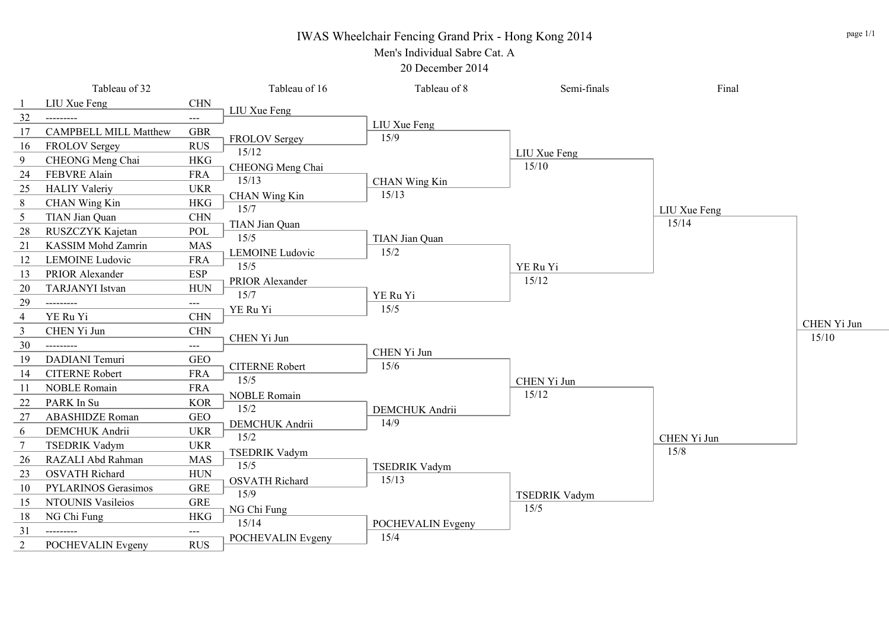# IWAS Wheelchair Fencing Grand Prix - Hong Kong 2014

## Men's Individual Sabre Cat. A

20 December 2014

### Tableau of 32

| Seed | Name | Nation |
|---|---|---|
| 1 | LIU Xue Feng | CHN |
| 32 | --------- | --- |
| 17 | CAMPBELL MILL Matthew | GBR |
| 16 | FROLOV Sergey | RUS |
| 9 | CHEONG Meng Chai | HKG |
| 24 | FEBVRE Alain | FRA |
| 25 | HALIY Valeriy | UKR |
| 8 | CHAN Wing Kin | HKG |
| 5 | TIAN Jian Quan | CHN |
| 28 | RUSZCZYK Kajetan | POL |
| 21 | KASSIM Mohd Zamrin | MAS |
| 12 | LEMOINE Ludovic | FRA |
| 13 | PRIOR Alexander | ESP |
| 20 | TARJANYI Istvan | HUN |
| 29 | --------- | --- |
| 4 | YE Ru Yi | CHN |
| 3 | CHEN Yi Jun | CHN |
| 30 | --------- | --- |
| 19 | DADIANI Temuri | GEO |
| 14 | CITERNE Robert | FRA |
| 11 | NOBLE Romain | FRA |
| 22 | PARK In Su | KOR |
| 27 | ABASHIDZE Roman | GEO |
| 6 | DEMCHUK Andrii | UKR |
| 7 | TSEDRIK Vadym | UKR |
| 26 | RAZALI Abd Rahman | MAS |
| 23 | OSVATH Richard | HUN |
| 10 | PYLARINOS Gerasimos | GRE |
| 15 | NTOUNIS Vasileios | GRE |
| 18 | NG Chi Fung | HKG |
| 31 | --------- | --- |
| 2 | POCHEVALIN Evgeny | RUS |

### Tableau of 16

| Winner | Score |
|---|---|
| LIU Xue Feng | |
| FROLOV Sergey | 15/12 |
| CHEONG Meng Chai | 15/13 |
| CHAN Wing Kin | 15/7 |
| TIAN Jian Quan | 15/5 |
| LEMOINE Ludovic | 15/5 |
| PRIOR Alexander | 15/7 |
| YE Ru Yi | |
| CHEN Yi Jun | |
| CITERNE Robert | 15/5 |
| NOBLE Romain | 15/2 |
| DEMCHUK Andrii | 15/2 |
| TSEDRIK Vadym | 15/5 |
| OSVATH Richard | 15/9 |
| NG Chi Fung | 15/14 |
| POCHEVALIN Evgeny | |

### Tableau of 8

| Winner | Score |
|---|---|
| LIU Xue Feng | 15/9 |
| CHAN Wing Kin | 15/13 |
| TIAN Jian Quan | 15/2 |
| YE Ru Yi | 15/5 |
| CHEN Yi Jun | 15/6 |
| DEMCHUK Andrii | 14/9 |
| TSEDRIK Vadym | 15/13 |
| POCHEVALIN Evgeny | 15/4 |

### Semi-finals

| Winner | Score |
|---|---|
| LIU Xue Feng | 15/10 |
| YE Ru Yi | 15/12 |
| CHEN Yi Jun | 15/12 |
| TSEDRIK Vadym | 15/5 |

### Final

| Winner | Score |
|---|---|
| LIU Xue Feng | 15/14 |
| CHEN Yi Jun | 15/8 |

### Winner

| Winner | Score |
|---|---|
| CHEN Yi Jun | 15/10 |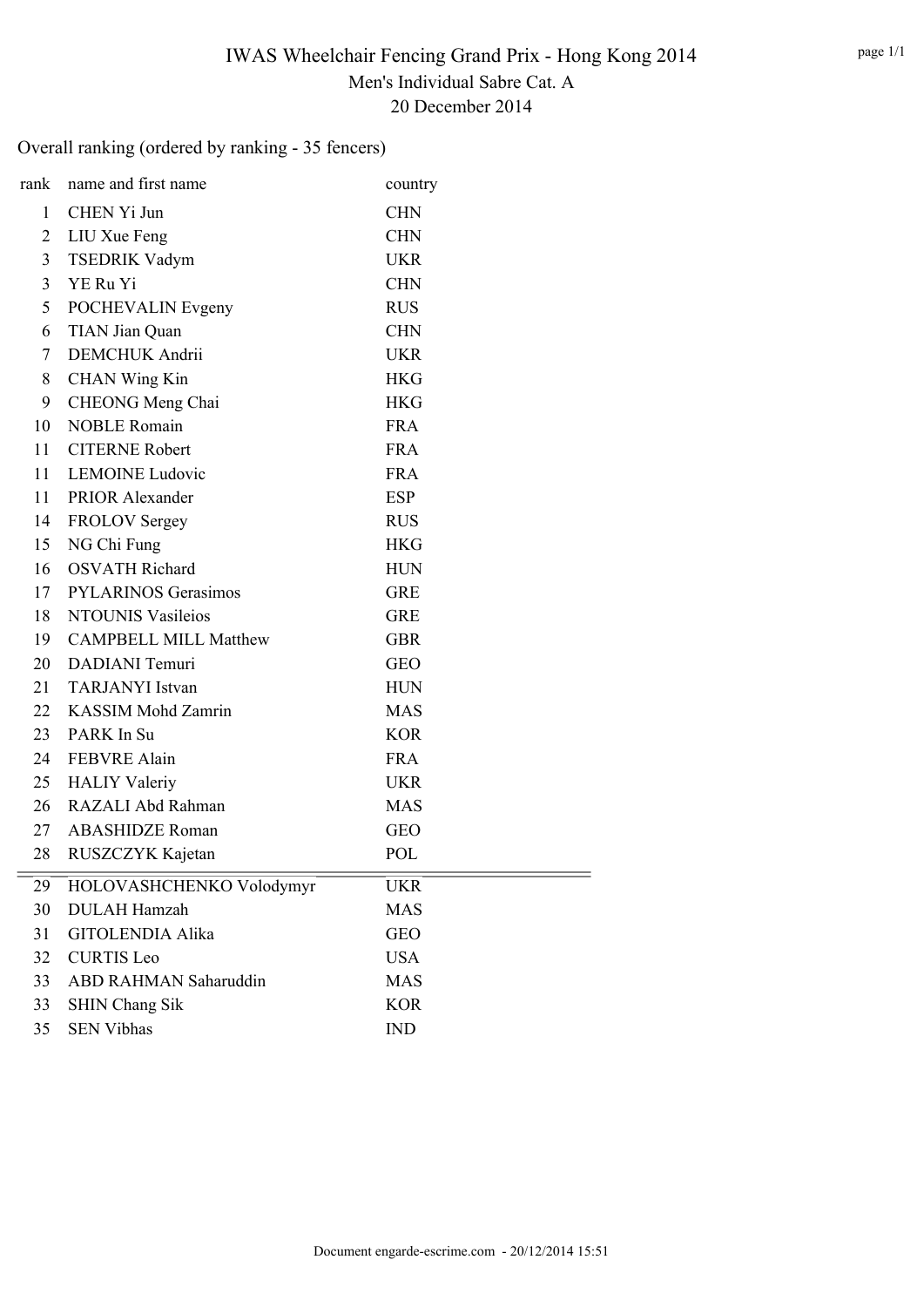# IWAS Wheelchair Fencing Grand Prix - Hong Kong 2014

## Men's Individual Sabre Cat. A

20 December 2014

Overall ranking (ordered by ranking - 35 fencers)

| rank | name and first name | country |
|---|---|---|
| 1 | CHEN Yi Jun | CHN |
| 2 | LIU Xue Feng | CHN |
| 3 | TSEDRIK Vadym | UKR |
| 3 | YE Ru Yi | CHN |
| 5 | POCHEVALIN Evgeny | RUS |
| 6 | TIAN Jian Quan | CHN |
| 7 | DEMCHUK Andrii | UKR |
| 8 | CHAN Wing Kin | HKG |
| 9 | CHEONG Meng Chai | HKG |
| 10 | NOBLE Romain | FRA |
| 11 | CITERNE Robert | FRA |
| 11 | LEMOINE Ludovic | FRA |
| 11 | PRIOR Alexander | ESP |
| 14 | FROLOV Sergey | RUS |
| 15 | NG Chi Fung | HKG |
| 16 | OSVATH Richard | HUN |
| 17 | PYLARINOS Gerasimos | GRE |
| 18 | NTOUNIS Vasileios | GRE |
| 19 | CAMPBELL MILL Matthew | GBR |
| 20 | DADIANI Temuri | GEO |
| 21 | TARJANYI Istvan | HUN |
| 22 | KASSIM Mohd Zamrin | MAS |
| 23 | PARK In Su | KOR |
| 24 | FEBVRE Alain | FRA |
| 25 | HALIY Valeriy | UKR |
| 26 | RAZALI Abd Rahman | MAS |
| 27 | ABASHIDZE Roman | GEO |
| 28 | RUSZCZYK Kajetan | POL |
| 29 | HOLOVASHCHENKO Volodymyr | UKR |
| 30 | DULAH Hamzah | MAS |
| 31 | GITOLENDIA Alika | GEO |
| 32 | CURTIS Leo | USA |
| 33 | ABD RAHMAN Saharuddin | MAS |
| 33 | SHIN Chang Sik | KOR |
| 35 | SEN Vibhas | IND |

Document engarde-escrime.com - 20/12/2014 15:51